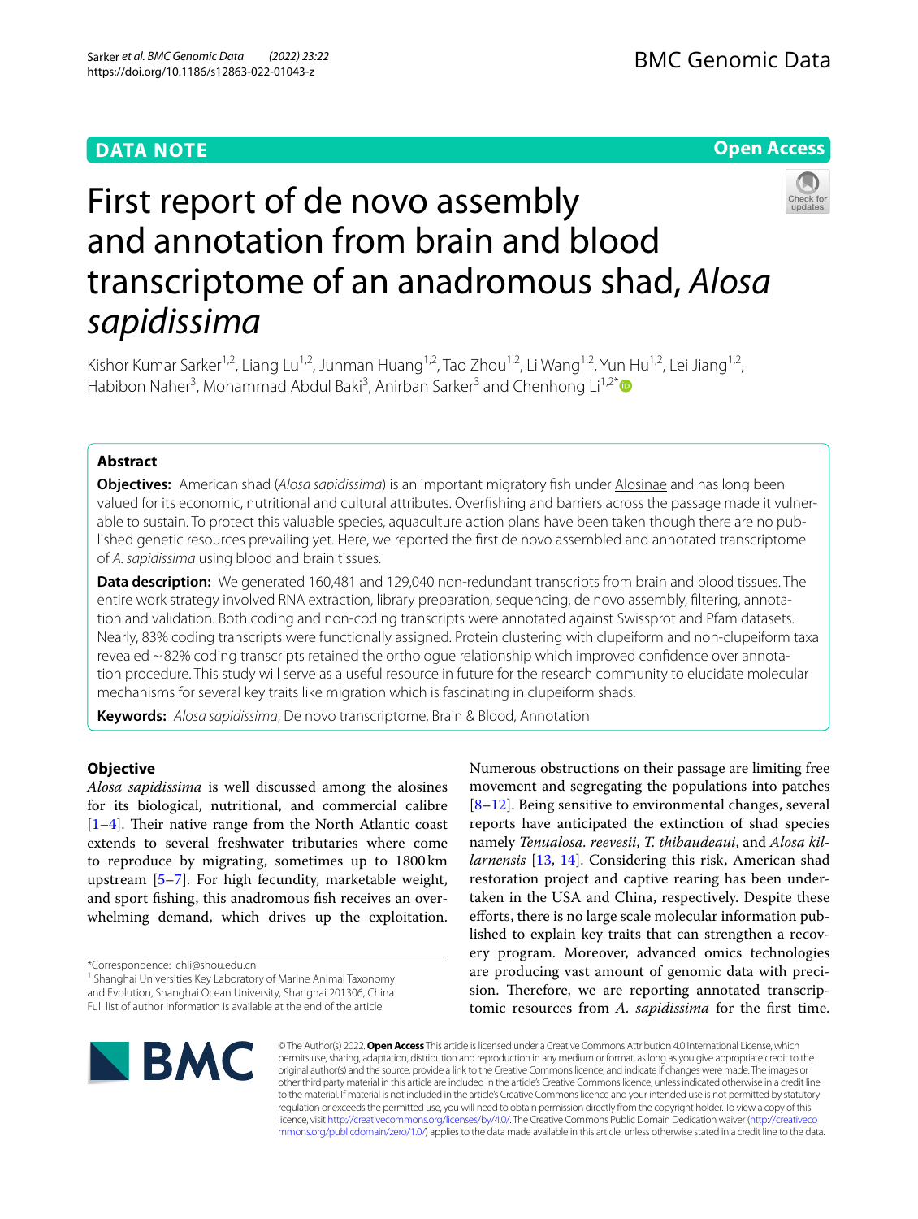DATA NOTE

Open Access

# First report of de novo assembly and annotation from brain and blood transcriptome of an anadromous shad, *Alosa sapidissima*

Kishor Kumar Sarker[1,2], Liang Lu[1,2], Junman Huang[1,2], Tao Zhou[1,2], Li Wang[1,2], Yun Hu[1,2], Lei Jiang[1,2], Habibon Naher[3], Mohammad Abdul Baki[3], Anirban Sarker[3] and Chenhong Li[1,2*]

## Abstract

**Objectives:** American shad (*Alosa sapidissima*) is an important migratory fish under Alosinae and has long been valued for its economic, nutritional and cultural attributes. Overfishing and barriers across the passage made it vulnerable to sustain. To protect this valuable species, aquaculture action plans have been taken though there are no published genetic resources prevailing yet. Here, we reported the first de novo assembled and annotated transcriptome of *A. sapidissima* using blood and brain tissues.

**Data description:** We generated 160,481 and 129,040 non-redundant transcripts from brain and blood tissues. The entire work strategy involved RNA extraction, library preparation, sequencing, de novo assembly, filtering, annotation and validation. Both coding and non-coding transcripts were annotated against Swissprot and Pfam datasets. Nearly, 83% coding transcripts were functionally assigned. Protein clustering with clupeiform and non-clupeiform taxa revealed ~82% coding transcripts retained the orthologue relationship which improved confidence over annotation procedure. This study will serve as a useful resource in future for the research community to elucidate molecular mechanisms for several key traits like migration which is fascinating in clupeiform shads.

**Keywords:** *Alosa sapidissima*, De novo transcriptome, Brain & Blood, Annotation

## Objective

*Alosa sapidissima* is well discussed among the alosines for its biological, nutritional, and commercial calibre [1–4]. Their native range from the North Atlantic coast extends to several freshwater tributaries where come to reproduce by migrating, sometimes up to 1800 km upstream [5–7]. For high fecundity, marketable weight, and sport fishing, this anadromous fish receives an overwhelming demand, which drives up the exploitation. Numerous obstructions on their passage are limiting free movement and segregating the populations into patches [8–12]. Being sensitive to environmental changes, several reports have anticipated the extinction of shad species namely *Tenualosa. reevesii*, *T. thibaudeaui*, and *Alosa killarnensis* [13, 14]. Considering this risk, American shad restoration project and captive rearing has been undertaken in the USA and China, respectively. Despite these efforts, there is no large scale molecular information published to explain key traits that can strengthen a recovery program. Moreover, advanced omics technologies are producing vast amount of genomic data with precision. Therefore, we are reporting annotated transcriptomic resources from *A. sapidissima* for the first time.

*Correspondence: chli@shou.edu.cn
[1] Shanghai Universities Key Laboratory of Marine Animal Taxonomy and Evolution, Shanghai Ocean University, Shanghai 201306, China
Full list of author information is available at the end of the article

© The Author(s) 2022. **Open Access** This article is licensed under a Creative Commons Attribution 4.0 International License, which permits use, sharing, adaptation, distribution and reproduction in any medium or format, as long as you give appropriate credit to the original author(s) and the source, provide a link to the Creative Commons licence, and indicate if changes were made. The images or other third party material in this article are included in the article's Creative Commons licence, unless indicated otherwise in a credit line to the material. If material is not included in the article's Creative Commons licence and your intended use is not permitted by statutory regulation or exceeds the permitted use, you will need to obtain permission directly from the copyright holder. To view a copy of this licence, visit http://creativecommons.org/licenses/by/4.0/. The Creative Commons Public Domain Dedication waiver (http://creativecommons.org/publicdomain/zero/1.0/) applies to the data made available in this article, unless otherwise stated in a credit line to the data.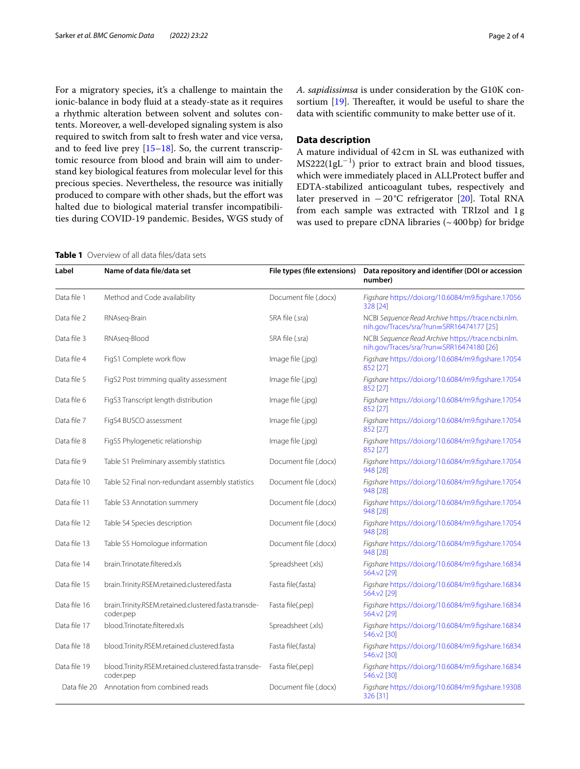For a migratory species, it's a challenge to maintain the ionic-balance in body fluid at a steady-state as it requires a rhythmic alteration between solvent and solutes contents. Moreover, a well-developed signaling system is also required to switch from salt to fresh water and vice versa, and to feed live prey [15–18]. So, the current transcriptomic resource from blood and brain will aim to understand key biological features from molecular level for this precious species. Nevertheless, the resource was initially produced to compare with other shads, but the effort was halted due to biological material transfer incompatibilities during COVID-19 pandemic. Besides, WGS study of *A. sapidissimsa* is under consideration by the G10K consortium [19]. Thereafter, it would be useful to share the data with scientific community to make better use of it.

## Data description

A mature individual of 42 cm in SL was euthanized with MS222($1gL^{-1}$) prior to extract brain and blood tissues, which were immediately placed in ALLProtect buffer and EDTA-stabilized anticoagulant tubes, respectively and later preserved in −20 °C refrigerator [20]. Total RNA from each sample was extracted with TRIzol and 1 g was used to prepare cDNA libraries (~400 bp) for bridge

**Table 1** Overview of all data files/data sets

| Label | Name of data file/data set | File types (file extensions) | Data repository and identifier (DOI or accession number) |
|---|---|---|---|
| Data file 1 | Method and Code availability | Document file (.docx) | *Figshare* https://doi.org/10.6084/m9.figshare.17056328 [24] |
| Data file 2 | RNAseq-Brain | SRA file (.sra) | NCBI *Sequence Read Archive* https://trace.ncbi.nlm.nih.gov/Traces/sra/?run=SRR16474177 [25] |
| Data file 3 | RNAseq-Blood | SRA file (.sra) | NCBI *Sequence Read Archive* https://trace.ncbi.nlm.nih.gov/Traces/sra/?run=SRR16474180 [26] |
| Data file 4 | FigS1 Complete work flow | Image file (.jpg) | *Figshare* https://doi.org/10.6084/m9.figshare.17054852 [27] |
| Data file 5 | FigS2 Post trimming quality assessment | Image file (.jpg) | *Figshare* https://doi.org/10.6084/m9.figshare.17054852 [27] |
| Data file 6 | FigS3 Transcript length distribution | Image file (.jpg) | *Figshare* https://doi.org/10.6084/m9.figshare.17054852 [27] |
| Data file 7 | FigS4 BUSCO assessment | Image file (.jpg) | *Figshare* https://doi.org/10.6084/m9.figshare.17054852 [27] |
| Data file 8 | FigS5 Phylogenetic relationship | Image file (.jpg) | *Figshare* https://doi.org/10.6084/m9.figshare.17054852 [27] |
| Data file 9 | Table S1 Preliminary assembly statistics | Document file (.docx) | *Figshare* https://doi.org/10.6084/m9.figshare.17054948 [28] |
| Data file 10 | Table S2 Final non-redundant assembly statistics | Document file (.docx) | *Figshare* https://doi.org/10.6084/m9.figshare.17054948 [28] |
| Data file 11 | Table S3 Annotation summery | Document file (.docx) | *Figshare* https://doi.org/10.6084/m9.figshare.17054948 [28] |
| Data file 12 | Table S4 Species description | Document file (.docx) | *Figshare* https://doi.org/10.6084/m9.figshare.17054948 [28] |
| Data file 13 | Table S5 Homologue information | Document file (.docx) | *Figshare* https://doi.org/10.6084/m9.figshare.17054948 [28] |
| Data file 14 | brain.Trinotate.filtered.xls | Spreadsheet (.xls) | *Figshare* https://doi.org/10.6084/m9.figshare.16834564.v2 [29] |
| Data file 15 | brain.Trinity.RSEM.retained.clustered.fasta | Fasta file(.fasta) | *Figshare* https://doi.org/10.6084/m9.figshare.16834564.v2 [29] |
| Data file 16 | brain.Trinity.RSEM.retained.clustered.fasta.transdecoder.pep | Fasta file(.pep) | *Figshare* https://doi.org/10.6084/m9.figshare.16834564.v2 [29] |
| Data file 17 | blood.Trinotate.filtered.xls | Spreadsheet (.xls) | *Figshare* https://doi.org/10.6084/m9.figshare.16834546.v2 [30] |
| Data file 18 | blood.Trinity.RSEM.retained.clustered.fasta | Fasta file(.fasta) | *Figshare* https://doi.org/10.6084/m9.figshare.16834546.v2 [30] |
| Data file 19 | blood.Trinity.RSEM.retained.clustered.fasta.transdecoder.pep | Fasta file(.pep) | *Figshare* https://doi.org/10.6084/m9.figshare.16834546.v2 [30] |
| Data file 20 | Annotation from combined reads | Document file (.docx) | *Figshare* https://doi.org/10.6084/m9.figshare.19308326 [31] |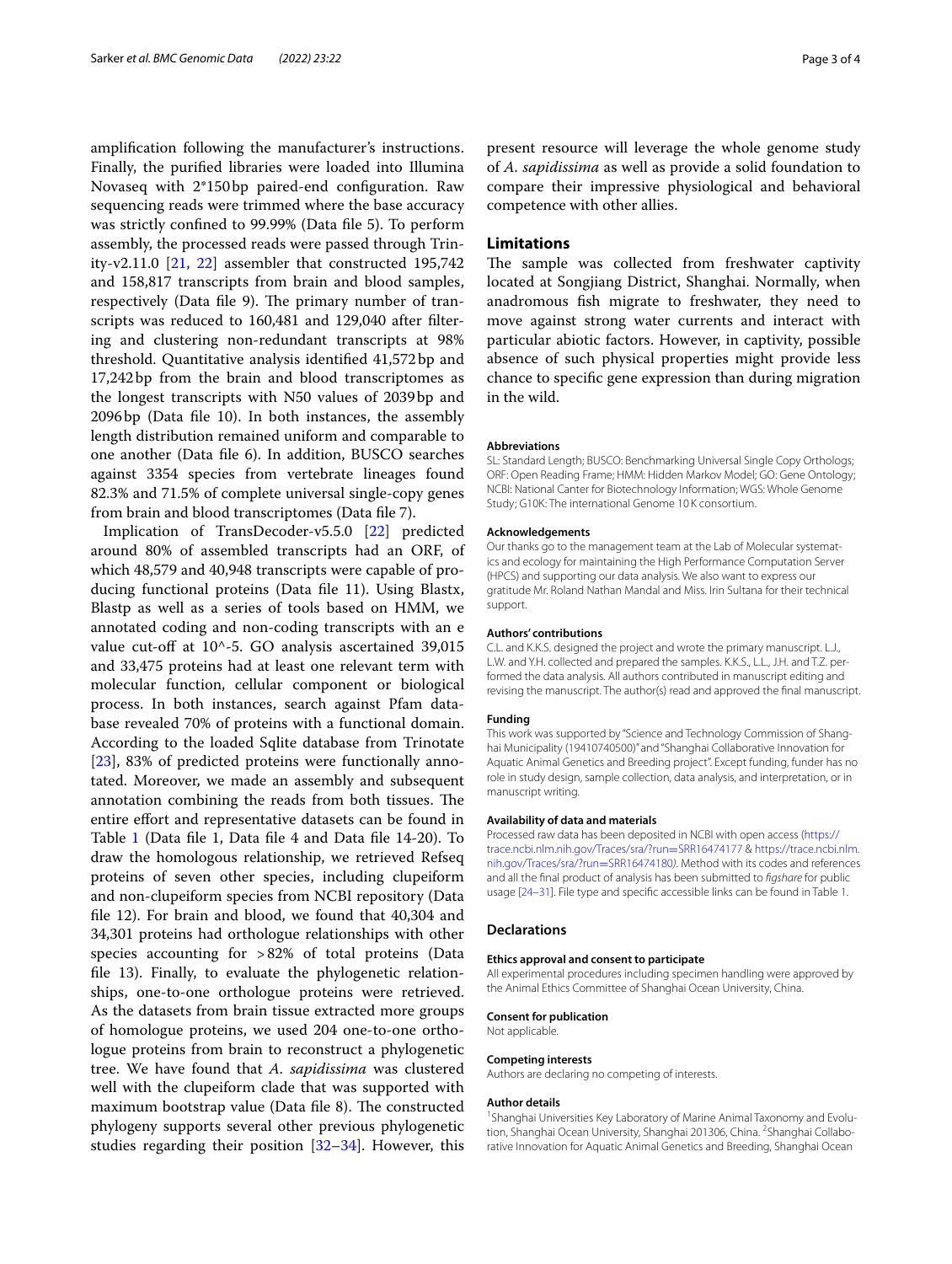amplification following the manufacturer's instructions. Finally, the purified libraries were loaded into Illumina Novaseq with 2*150 bp paired-end configuration. Raw sequencing reads were trimmed where the base accuracy was strictly confined to 99.99% (Data file 5). To perform assembly, the processed reads were passed through Trinity-v2.11.0 [21, 22] assembler that constructed 195,742 and 158,817 transcripts from brain and blood samples, respectively (Data file 9). The primary number of transcripts was reduced to 160,481 and 129,040 after filtering and clustering non-redundant transcripts at 98% threshold. Quantitative analysis identified 41,572 bp and 17,242 bp from the brain and blood transcriptomes as the longest transcripts with N50 values of 2039 bp and 2096 bp (Data file 10). In both instances, the assembly length distribution remained uniform and comparable to one another (Data file 6). In addition, BUSCO searches against 3354 species from vertebrate lineages found 82.3% and 71.5% of complete universal single-copy genes from brain and blood transcriptomes (Data file 7).

Implication of TransDecoder-v5.5.0 [22] predicted around 80% of assembled transcripts had an ORF, of which 48,579 and 40,948 transcripts were capable of producing functional proteins (Data file 11). Using Blastx, Blastp as well as a series of tools based on HMM, we annotated coding and non-coding transcripts with an e value cut-off at 10^-5. GO analysis ascertained 39,015 and 33,475 proteins had at least one relevant term with molecular function, cellular component or biological process. In both instances, search against Pfam database revealed 70% of proteins with a functional domain. According to the loaded Sqlite database from Trinotate [23], 83% of predicted proteins were functionally annotated. Moreover, we made an assembly and subsequent annotation combining the reads from both tissues. The entire effort and representative datasets can be found in Table 1 (Data file 1, Data file 4 and Data file 14-20). To draw the homologous relationship, we retrieved Refseq proteins of seven other species, including clupeiform and non-clupeiform species from NCBI repository (Data file 12). For brain and blood, we found that 40,304 and 34,301 proteins had orthologue relationships with other species accounting for >82% of total proteins (Data file 13). Finally, to evaluate the phylogenetic relationships, one-to-one orthologue proteins were retrieved. As the datasets from brain tissue extracted more groups of homologue proteins, we used 204 one-to-one orthologue proteins from brain to reconstruct a phylogenetic tree. We have found that *A. sapidissima* was clustered well with the clupeiform clade that was supported with maximum bootstrap value (Data file 8). The constructed phylogeny supports several other previous phylogenetic studies regarding their position [32–34]. However, this present resource will leverage the whole genome study of *A. sapidissima* as well as provide a solid foundation to compare their impressive physiological and behavioral competence with other allies.

## Limitations

The sample was collected from freshwater captivity located at Songjiang District, Shanghai. Normally, when anadromous fish migrate to freshwater, they need to move against strong water currents and interact with particular abiotic factors. However, in captivity, possible absence of such physical properties might provide less chance to specific gene expression than during migration in the wild.

#### Abbreviations

SL: Standard Length; BUSCO: Benchmarking Universal Single Copy Orthologs; ORF: Open Reading Frame; HMM: Hidden Markov Model; GO: Gene Ontology; NCBI: National Canter for Biotechnology Information; WGS: Whole Genome Study; G10K: The international Genome 10 K consortium.

#### Acknowledgements

Our thanks go to the management team at the Lab of Molecular systematics and ecology for maintaining the High Performance Computation Server (HPCS) and supporting our data analysis. We also want to express our gratitude Mr. Roland Nathan Mandal and Miss. Irin Sultana for their technical support.

#### Authors' contributions

C.L. and K.K.S. designed the project and wrote the primary manuscript. L.J., L.W. and Y.H. collected and prepared the samples. K.K.S., L.L., J.H. and T.Z. performed the data analysis. All authors contributed in manuscript editing and revising the manuscript. The author(s) read and approved the final manuscript.

#### Funding

This work was supported by "Science and Technology Commission of Shanghai Municipality (19410740500)" and "Shanghai Collaborative Innovation for Aquatic Animal Genetics and Breeding project". Except funding, funder has no role in study design, sample collection, data analysis, and interpretation, or in manuscript writing.

#### Availability of data and materials

Processed raw data has been deposited in NCBI with open access (https://trace.ncbi.nlm.nih.gov/Traces/sra/?run=SRR16474177 & https://trace.ncbi.nlm.nih.gov/Traces/sra/?run=SRR16474180). Method with its codes and references and all the final product of analysis has been submitted to *figshare* for public usage [24–31]. File type and specific accessible links can be found in Table 1.

## Declarations

#### Ethics approval and consent to participate

All experimental procedures including specimen handling were approved by the Animal Ethics Committee of Shanghai Ocean University, China.

#### Consent for publication

Not applicable.

#### Competing interests

Authors are declaring no competing of interests.

#### Author details

[1] Shanghai Universities Key Laboratory of Marine Animal Taxonomy and Evolution, Shanghai Ocean University, Shanghai 201306, China. [2] Shanghai Collaborative Innovation for Aquatic Animal Genetics and Breeding, Shanghai Ocean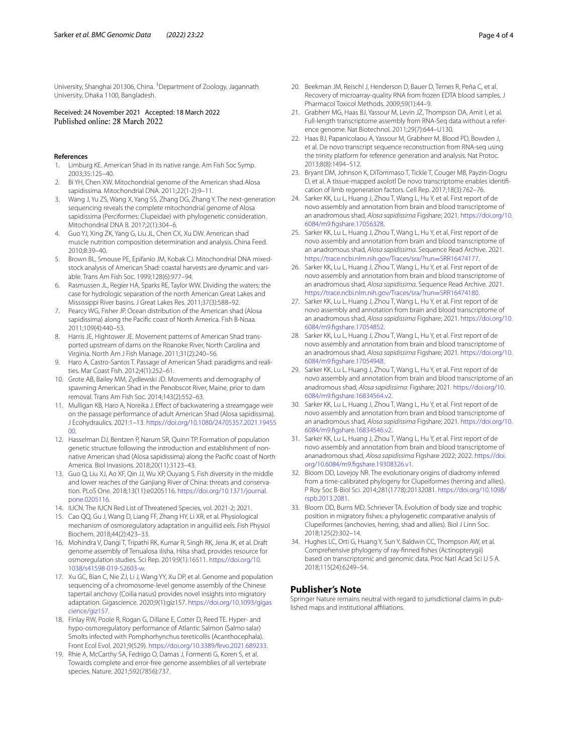University, Shanghai 201306, China. [3]Department of Zoology, Jagannath University, Dhaka 1100, Bangladesh.

Received: 24 November 2021 Accepted: 18 March 2022
Published online: 28 March 2022

**References**

1. Limburg KE. American Shad in its native range. Am Fish Soc Symp. 2003;35:125–40.
2. Bi YH, Chen XW. Mitochondrial genome of the American shad Alosa sapidissima. Mitochondrial DNA. 2011;22(1-2):9–11.
3. Wang J, Yu ZS, Wang X, Yang SS, Zhang DG, Zhang Y. The next-generation sequencing reveals the complete mitochondrial genome of Alosa sapidissima (Perciformes: Clupeidae) with phylogenetic consideration. Mitochondrial DNA B. 2017;2(1):304–6.
4. Guo YJ, Xing ZK, Yang G, Liu JL, Chen CX, Xu DW. American shad muscle nutrition composition determination and analysis. China Feed. 2010;8:39–40.
5. Brown BL, Smouse PE, Epifanio JM, Kobak CJ. Mitochondrial DNA mixed-stock analysis of American Shad: coastal harvests are dynamic and variable. Trans Am Fish Soc. 1999;128(6):977–94.
6. Rasmussen JL, Regier HA, Sparks RE, Taylor WW. Dividing the waters: the case for hydrologic separation of the north American Great Lakes and Mississippi River basins. J Great Lakes Res. 2011;37(3):588–92.
7. Pearcy WG, Fisher JP. Ocean distribution of the American shad (Alosa sapidissima) along the Pacific coast of North America. Fish B-Noaa. 2011;109(4):440–53.
8. Harris JE, Hightower JE. Movement patterns of American Shad transported upstream of dams on the Roanoke River, North Carolina and Virginia. North Am J Fish Manage. 2011;31(2):240–56.
9. Haro A, Castro-Santos T. Passage of American Shad: paradigms and realities. Mar Coast Fish. 2012;4(1):252–61.
10. Grote AB, Bailey MM, Zydlewski JD. Movements and demography of spawning American Shad in the Penobscot River, Maine, prior to dam removal. Trans Am Fish Soc. 2014;143(2):552–63.
11. Mulligan KB, Haro A, Noreika J. Effect of backwatering a streamgage weir on the passage performance of adult American Shad (Alosa sapidissima). J Ecohydraulics. 2021:1–13. https://doi.org/10.1080/24705357.2021.1945500.
12. Hasselman DJ, Bentzen P, Narum SR, Quinn TP. Formation of population genetic structure following the introduction and establishment of non-native American shad (Alosa sapidissima) along the Pacific coast of North America. Biol Invasions. 2018;20(11):3123–43.
13. Guo Q, Liu XJ, Ao XF, Qin JJ, Wu XP, Ouyang S. Fish diversity in the middle and lower reaches of the Ganjiang River of China: threats and conservation. PLoS One. 2018;13(11):e0205116. https://doi.org/10.1371/journal.pone.0205116.
14. IUCN. The IUCN Red List of Threatened Species, vol. 2021-2; 2021.
15. Cao QQ, Gu J, Wang D, Liang FF, Zhang HY, Li XR, et al. Physiological mechanism of osmoregulatory adaptation in anguillid eels. Fish Physiol Biochem. 2018;44(2):423–33.
16. Mohindra V, Dangi T, Tripathi RK, Kumar R, Singh RK, Jena JK, et al. Draft genome assembly of Tenualosa ilisha, Hilsa shad, provides resource for osmoregulation studies. Sci Rep. 2019;9(1):16511. https://doi.org/10.1038/s41598-019-52603-w.
17. Xu GC, Bian C, Nie ZJ, Li J, Wang YY, Xu DP, et al. Genome and population sequencing of a chromosome-level genome assembly of the Chinese tapertail anchovy (Coilia nasus) provides novel insights into migratory adaptation. Gigascience. 2020;9(1):giz157. https://doi.org/10.1093/gigascience/giz157.
18. Finlay RW, Poole R, Rogan G, Dillane E, Cotter D, Reed TE. Hyper- and hypo-osmoregulatory performance of Atlantic Salmon (Salmo salar) Smolts infected with Pomphorhynchus tereticollis (Acanthocephala). Front Ecol Evol. 2021;9(529). https://doi.org/10.3389/fevo.2021.689233.
19. Rhie A, McCarthy SA, Fedrigo O, Damas J, Formenti G, Koren S, et al. Towards complete and error-free genome assemblies of all vertebrate species. Nature. 2021;592(7856):737.
20. Beekman JM, Reischl J, Henderson D, Bauer D, Ternes R, Peña C, et al. Recovery of microarray-quality RNA from frozen EDTA blood samples. J Pharmacol Toxicol Methods. 2009;59(1):44–9.
21. Grabherr MG, Haas BJ, Yassour M, Levin JZ, Thompson DA, Amit I, et al. Full-length transcriptome assembly from RNA-Seq data without a reference genome. Nat Biotechnol. 2011;29(7):644–U130.
22. Haas BJ, Papanicolaou A, Yassour M, Grabherr M, Blood PD, Bowden J, et al. De novo transcript sequence reconstruction from RNA-seq using the trinity platform for reference generation and analysis. Nat Protoc. 2013;8(8):1494–512.
23. Bryant DM, Johnson K, DiTommaso T, Tickle T, Couger MB, Payzin-Dogru D, et al. A tissue-mapped axolotl De novo transcriptome enables identification of limb regeneration factors. Cell Rep. 2017;18(3):762–76.
24. Sarker KK, Lu L, Huang J, Zhou T, Wang L, Hu Y, et al. First report of de novo assembly and annotation from brain and blood transcriptome of an anadromous shad, *Alosa sapidissima* Figshare; 2021. https://doi.org/10.6084/m9.figshare.17056328.
25. Sarker KK, Lu L, Huang J, Zhou T, Wang L, Hu Y, et al. First report of de novo assembly and annotation from brain and blood transcriptome of an anadromous shad, *Alosa sapidissima*. Sequence Read Archive. 2021. https://trace.ncbi.nlm.nih.gov/Traces/sra/?run=SRR16474177.
26. Sarker KK, Lu L, Huang J, Zhou T, Wang L, Hu Y, et al. First report of de novo assembly and annotation from brain and blood transcriptome of an anadromous shad, *Alosa sapidissima*. Sequence Read Archive. 2021. https://trace.ncbi.nlm.nih.gov/Traces/sra/?run=SRR16474180.
27. Sarker KK, Lu L, Huang J, Zhou T, Wang L, Hu Y, et al. First report of de novo assembly and annotation from brain and blood transcriptome of an anadromous shad, *Alosa sapidissima* Figshare; 2021. https://doi.org/10.6084/m9.figshare.17054852.
28. Sarker KK, Lu L, Huang J, Zhou T, Wang L, Hu Y, et al. First report of de novo assembly and annotation from brain and blood transcriptome of an anadromous shad, *Alosa sapidissima* Figshare; 2021. https://doi.org/10.6084/m9.figshare.17054948.
29. Sarker KK, Lu L, Huang J, Zhou T, Wang L, Hu Y, et al. First report of de novo assembly and annotation from brain and blood transcriptome of an anadromous shad, *Alosa sapidissima*: Figshare; 2021. https://doi.org/10.6084/m9.figshare.16834564.v2.
30. Sarker KK, Lu L, Huang J, Zhou T, Wang L, Hu Y, et al. First report of de novo assembly and annotation from brain and blood transcriptome of an anadromous shad, *Alosa sapidissima* Figshare; 2021. https://doi.org/10.6084/m9.figshare.16834546.v2.
31. Sarker KK, Lu L, Huang J, Zhou T, Wang L, Hu Y, et al. First report of de novo assembly and annotation from brain and blood transcriptome of ananadromous shad, *Alosa sapidissima* Figshare 2022; 2022. https://doi.org/10.6084/m9.figshare.19308326.v1.
32. Bloom DD, Lovejoy NR. The evolutionary origins of diadromy inferred from a time-calibrated phylogeny for Clupeiformes (herring and allies). P Roy Soc B-Biol Sci. 2014;281(1778):20132081. https://doi.org/10.1098/rspb.2013.2081.
33. Bloom DD, Burns MD, Schriever TA. Evolution of body size and trophic position in migratory fishes: a phylogenetic comparative analysis of Clupeiformes (anchovies, herring, shad and allies). Biol J Linn Soc. 2018;125(2):302–14.
34. Hughes LC, Orti G, Huang Y, Sun Y, Baldwin CC, Thompson AW, et al. Comprehensive phylogeny of ray-finned fishes (Actinopterygii) based on transcriptomic and genomic data. Proc Natl Acad Sci U S A. 2018;115(24):6249–54.

## Publisher's Note

Springer Nature remains neutral with regard to jurisdictional claims in published maps and institutional affiliations.